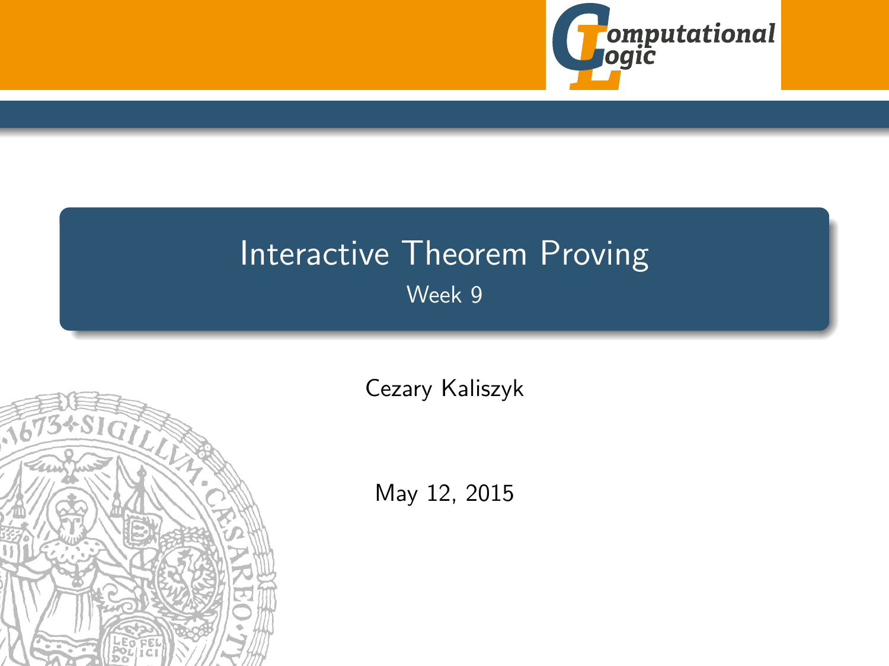# Interactive Theorem Proving

Week 9

Cezary Kaliszyk

May 12, 2015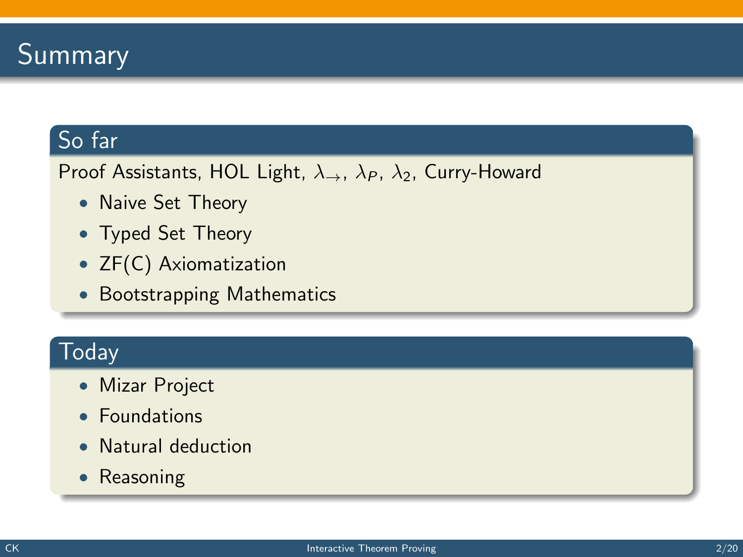# Summary

## So far

Proof Assistants, HOL Light, $\lambda_{\rightarrow}$, $\lambda_P$, $\lambda_2$, Curry-Howard

- Naive Set Theory
- Typed Set Theory
- ZF(C) Axiomatization
- Bootstrapping Mathematics

## Today

- Mizar Project
- Foundations
- Natural deduction
- Reasoning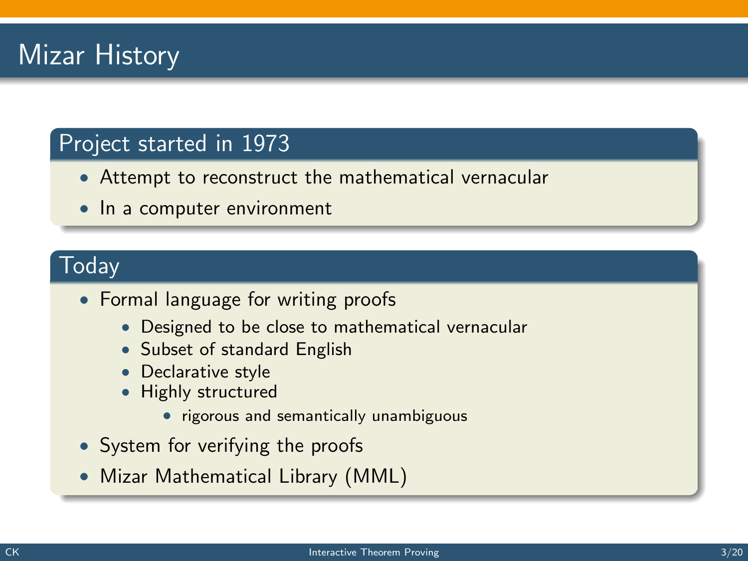# Mizar History

## Project started in 1973

- Attempt to reconstruct the mathematical vernacular
- In a computer environment

## Today

- Formal language for writing proofs
  - Designed to be close to mathematical vernacular
  - Subset of standard English
  - Declarative style
  - Highly structured
    - rigorous and semantically unambiguous
- System for verifying the proofs
- Mizar Mathematical Library (MML)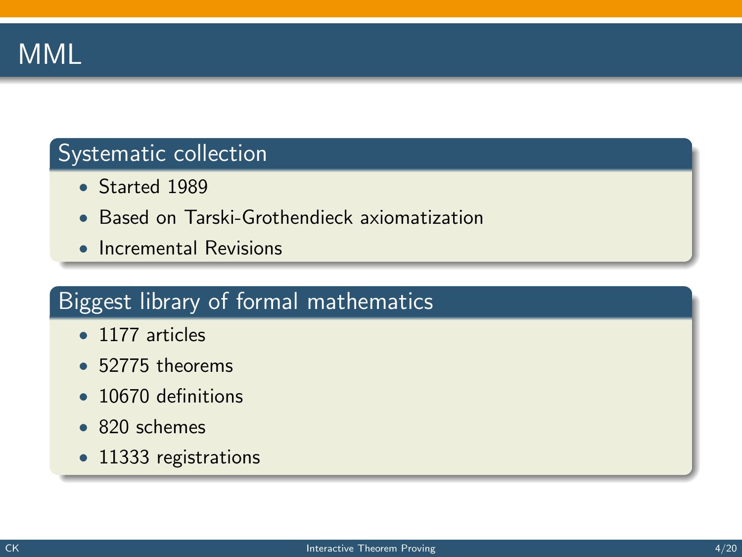# MML

## Systematic collection

- Started 1989
- Based on Tarski-Grothendieck axiomatization
- Incremental Revisions

## Biggest library of formal mathematics

- 1177 articles
- 52775 theorems
- 10670 definitions
- 820 schemes
- 11333 registrations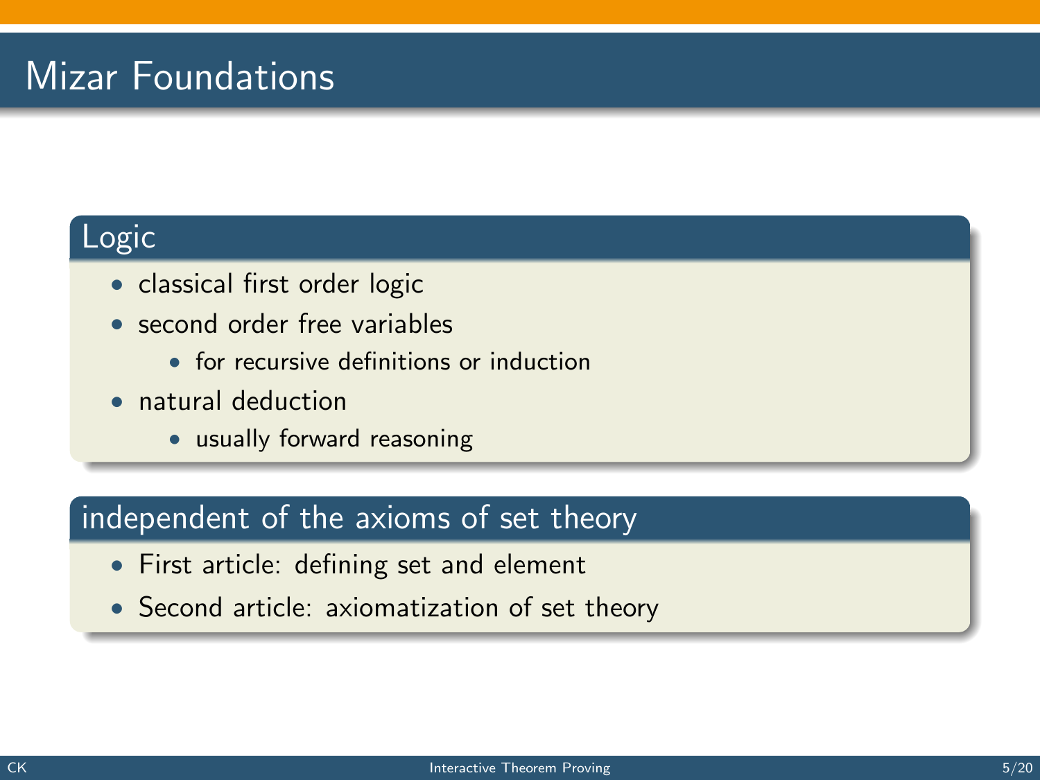# Mizar Foundations

## Logic

- classical first order logic
- second order free variables
  - for recursive definitions or induction
- natural deduction
  - usually forward reasoning

## independent of the axioms of set theory

- First article: defining set and element
- Second article: axiomatization of set theory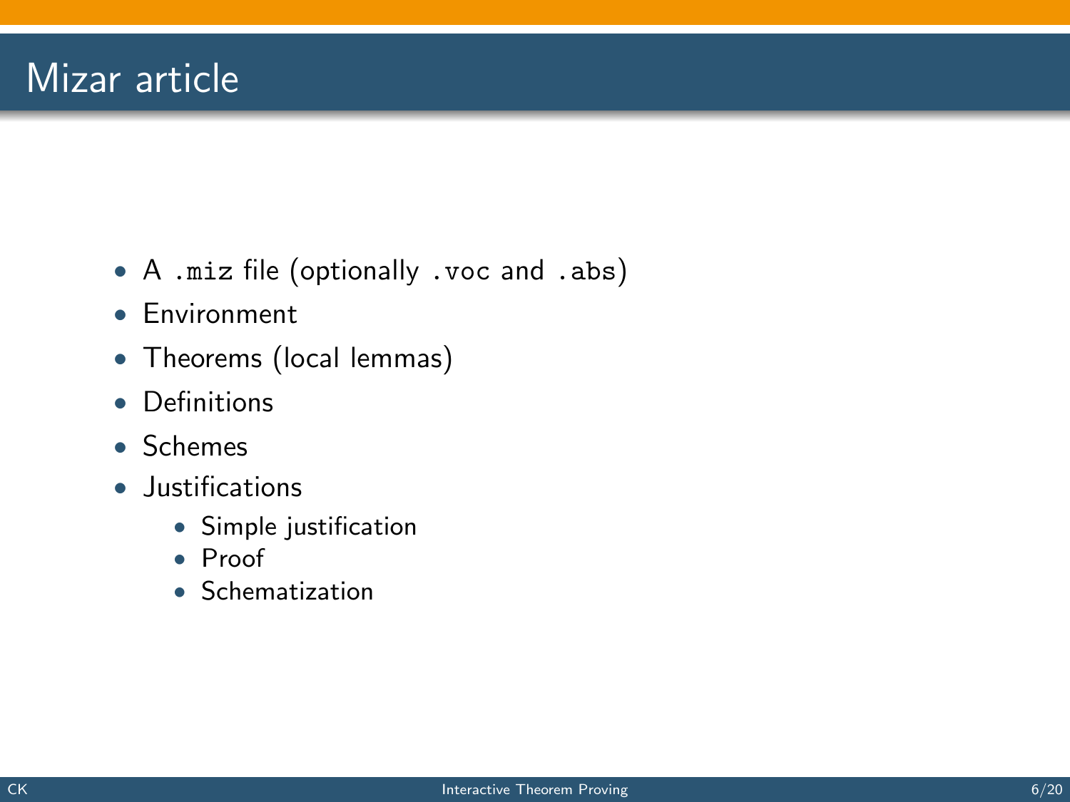# Mizar article

- A `.miz` file (optionally `.voc` and `.abs`)
- Environment
- Theorems (local lemmas)
- Definitions
- Schemes
- Justifications
  - Simple justification
  - Proof
  - Schematization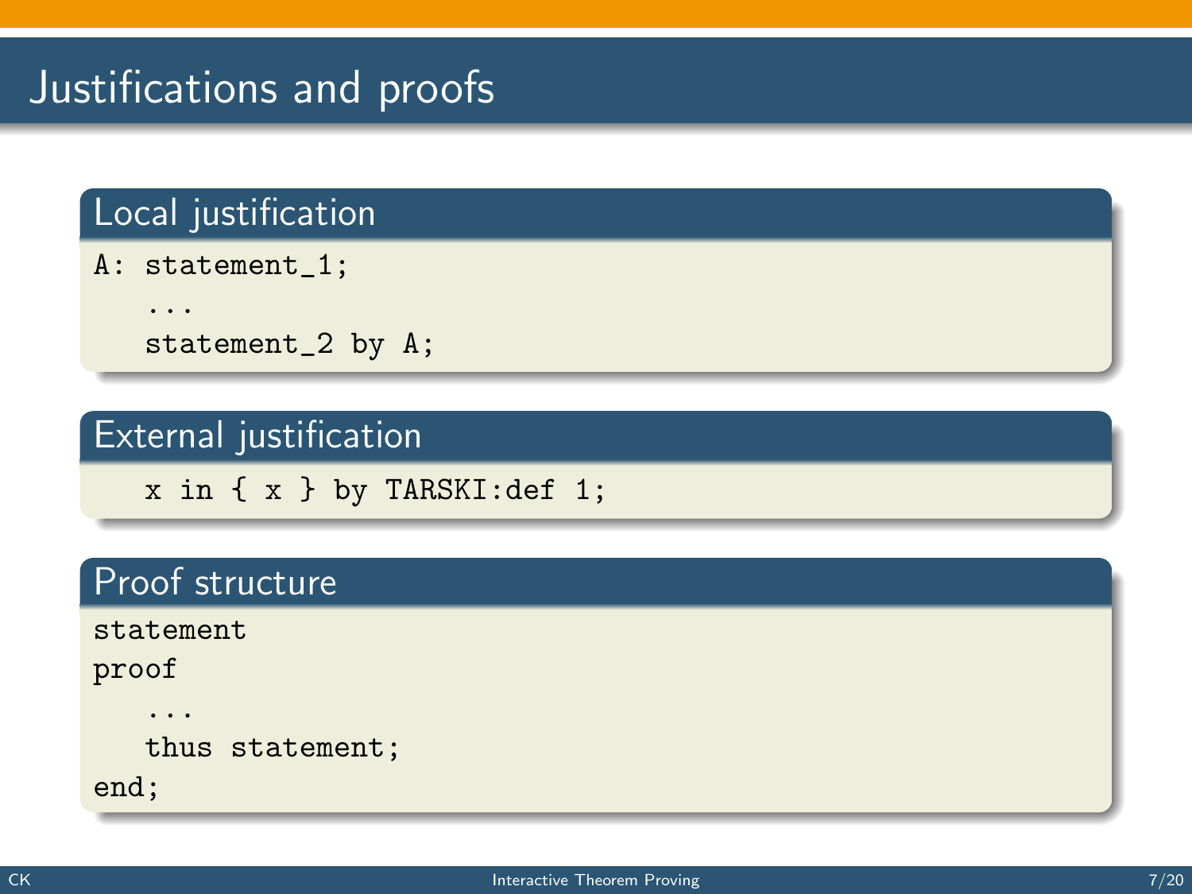# Justifications and proofs

## Local justification

```
A: statement_1;
   ...
   statement_2 by A;
```

## External justification

```
   x in { x } by TARSKI:def 1;
```

## Proof structure

```
statement
proof
   ...
   thus statement;
end;
```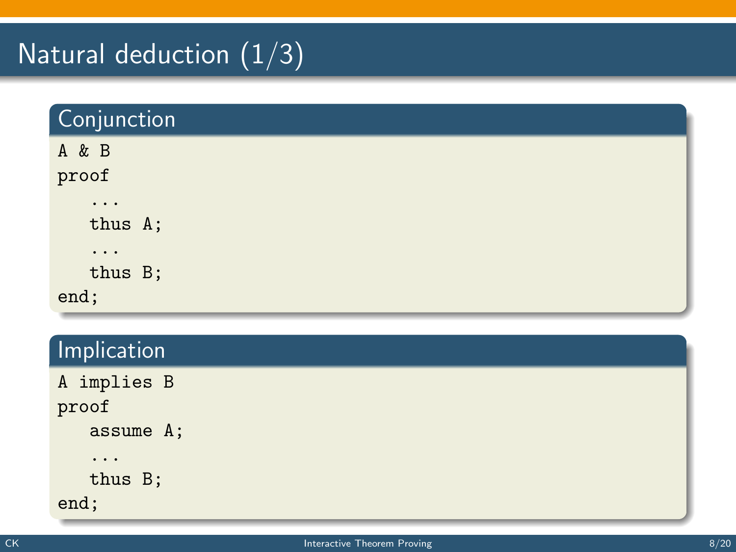# Natural deduction (1/3)

## Conjunction

```
A & B
proof
   ...
   thus A;
   ...
   thus B;
end;
```

## Implication

```
A implies B
proof
   assume A;
   ...
   thus B;
end;
```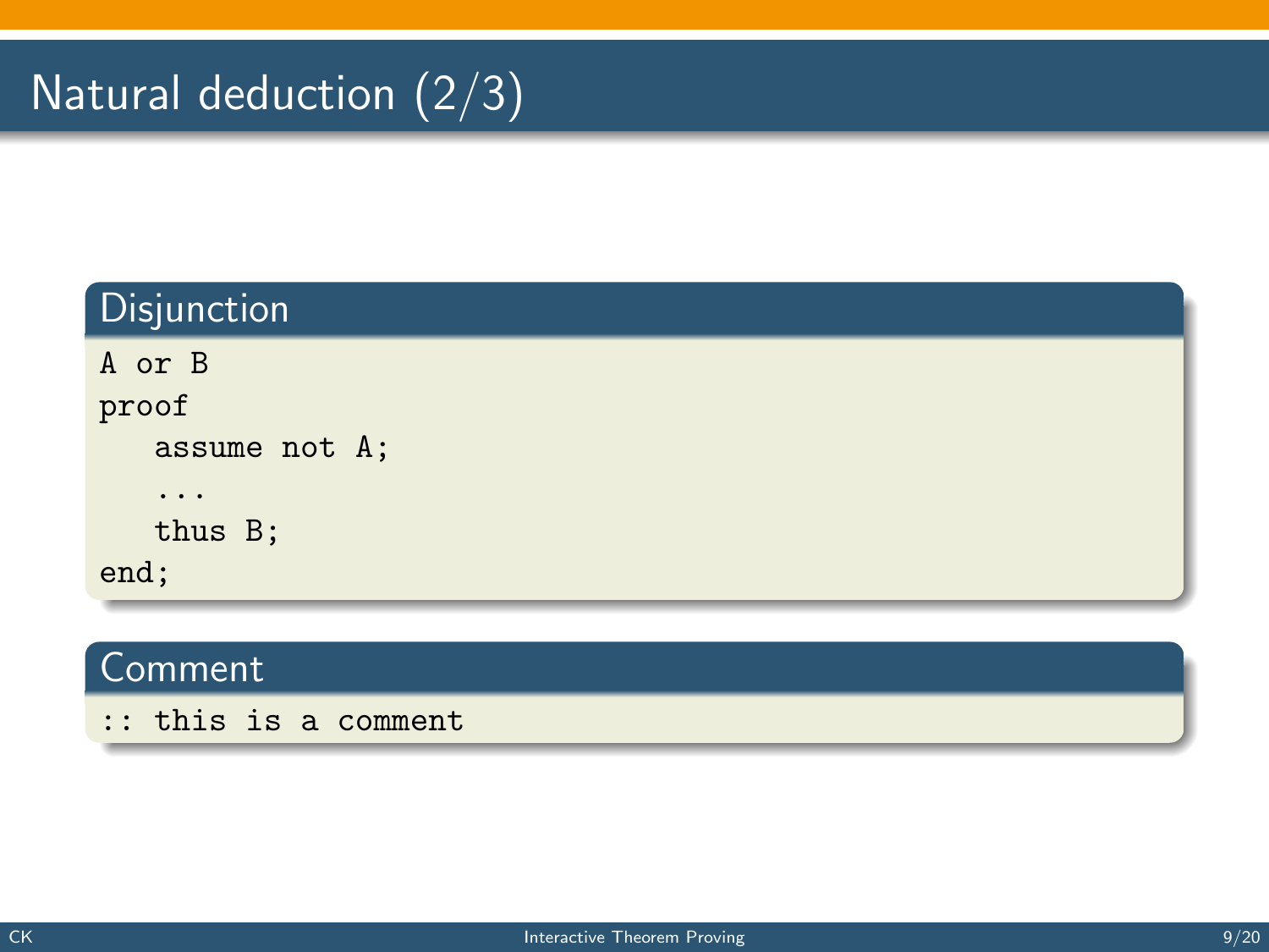# Natural deduction (2/3)

### Disjunction

```
A or B
proof
   assume not A;
   ...
   thus B;
end;
```

### Comment

```
:: this is a comment
```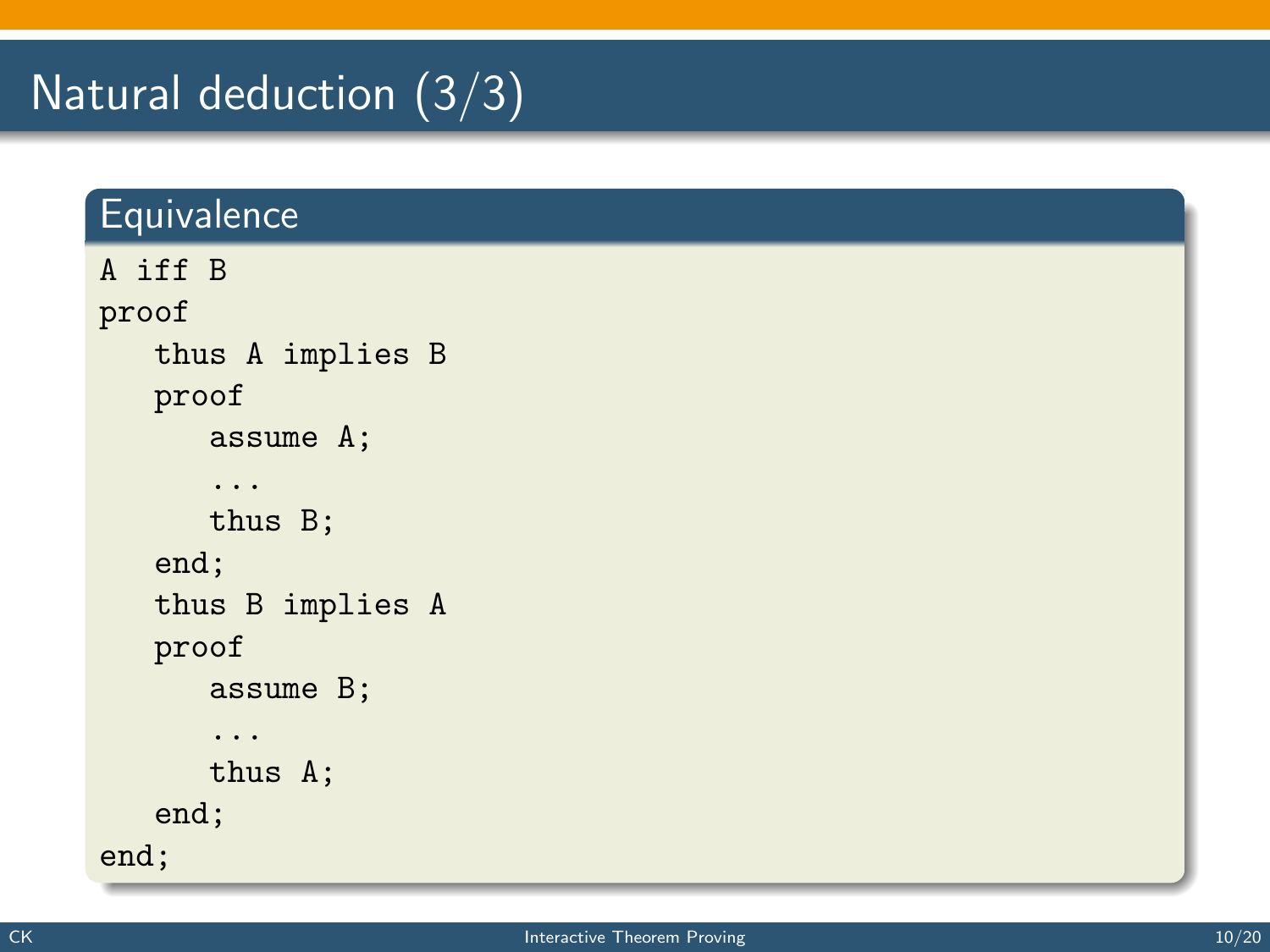# Natural deduction (3/3)

## Equivalence

```
A iff B
proof
   thus A implies B
   proof
      assume A;
      ...
      thus B;
   end;
   thus B implies A
   proof
      assume B;
      ...
      thus A;
   end;
end;
```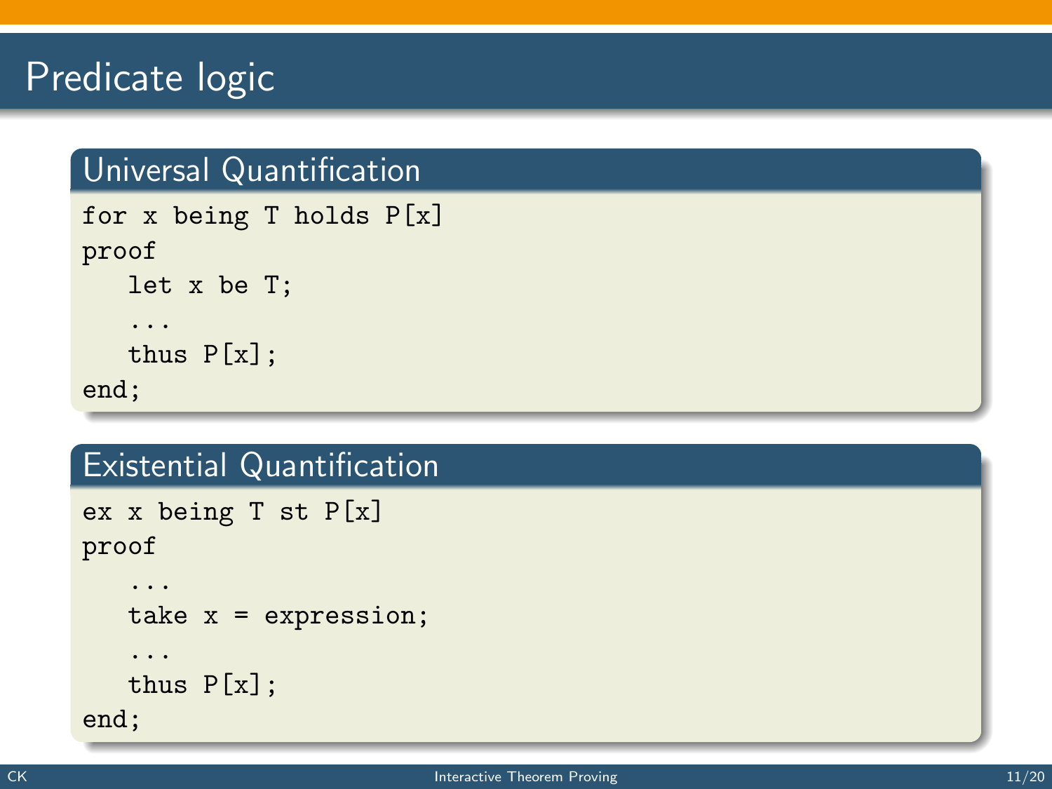# Predicate logic

## Universal Quantification

```
for x being T holds P[x]
proof
   let x be T;
   ...
   thus P[x];
end;
```

## Existential Quantification

```
ex x being T st P[x]
proof
   ...
   take x = expression;
   ...
   thus P[x];
end;
```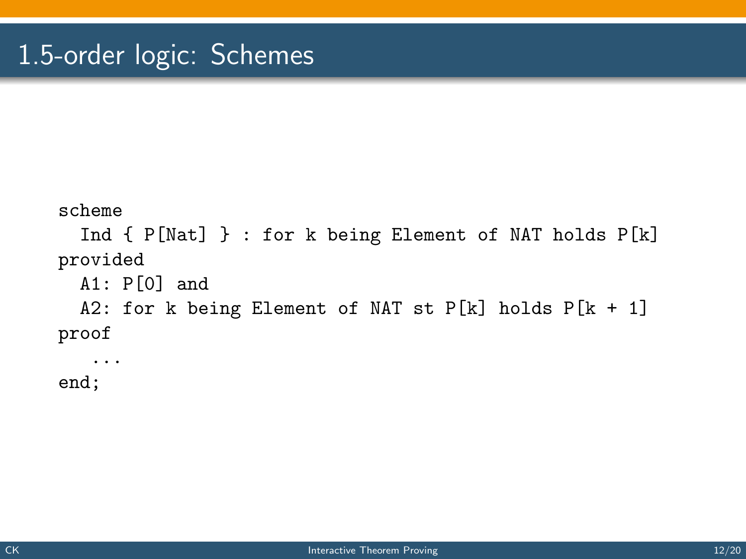# 1.5-order logic: Schemes

```
scheme
  Ind { P[Nat] } : for k being Element of NAT holds P[k]
provided
  A1: P[0] and
  A2: for k being Element of NAT st P[k] holds P[k + 1]
proof
   ...
end;
```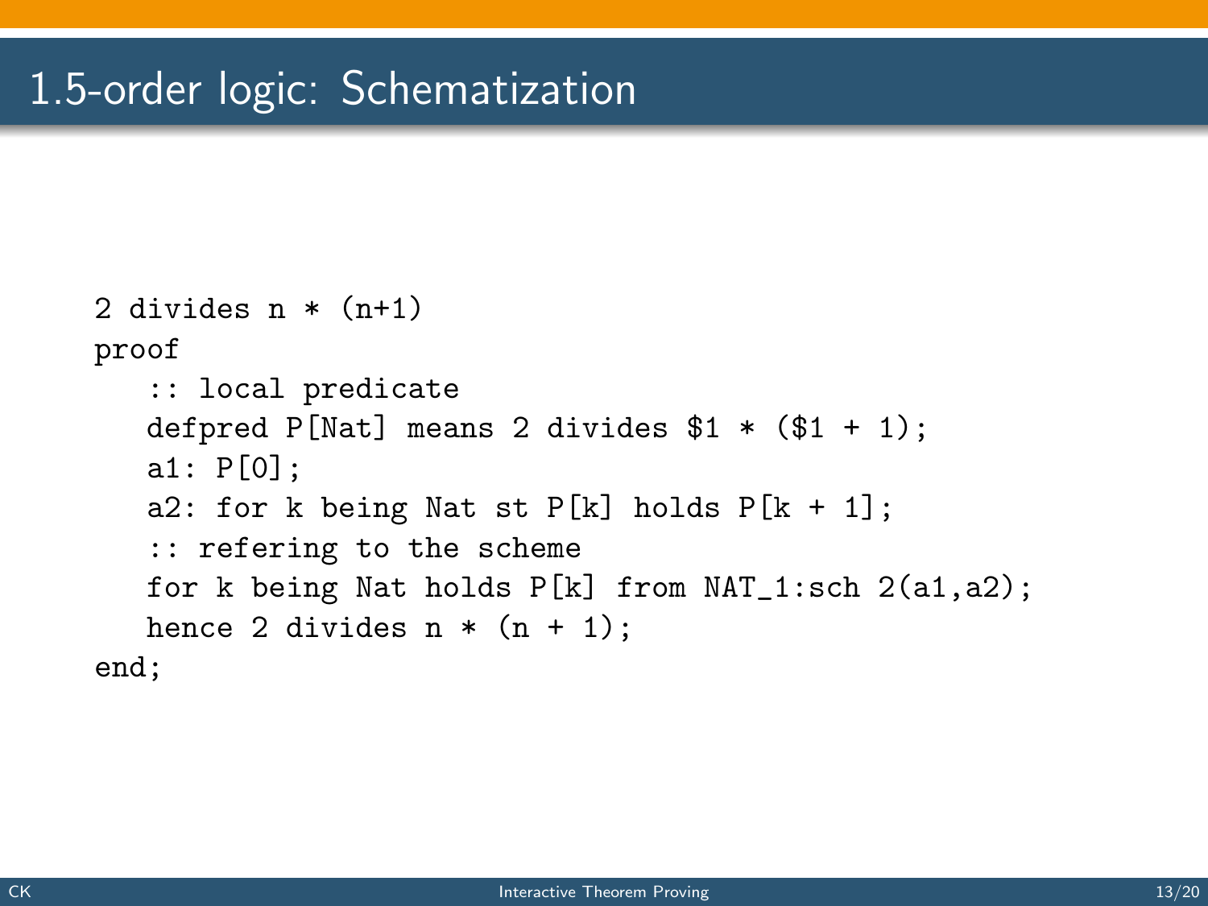# 1.5-order logic: Schematization

```
2 divides n * (n+1)
proof
   :: local predicate
   defpred P[Nat] means 2 divides $1 * ($1 + 1);
   a1: P[0];
   a2: for k being Nat st P[k] holds P[k + 1];
   :: refering to the scheme
   for k being Nat holds P[k] from NAT_1:sch 2(a1,a2);
   hence 2 divides n * (n + 1);
end;
```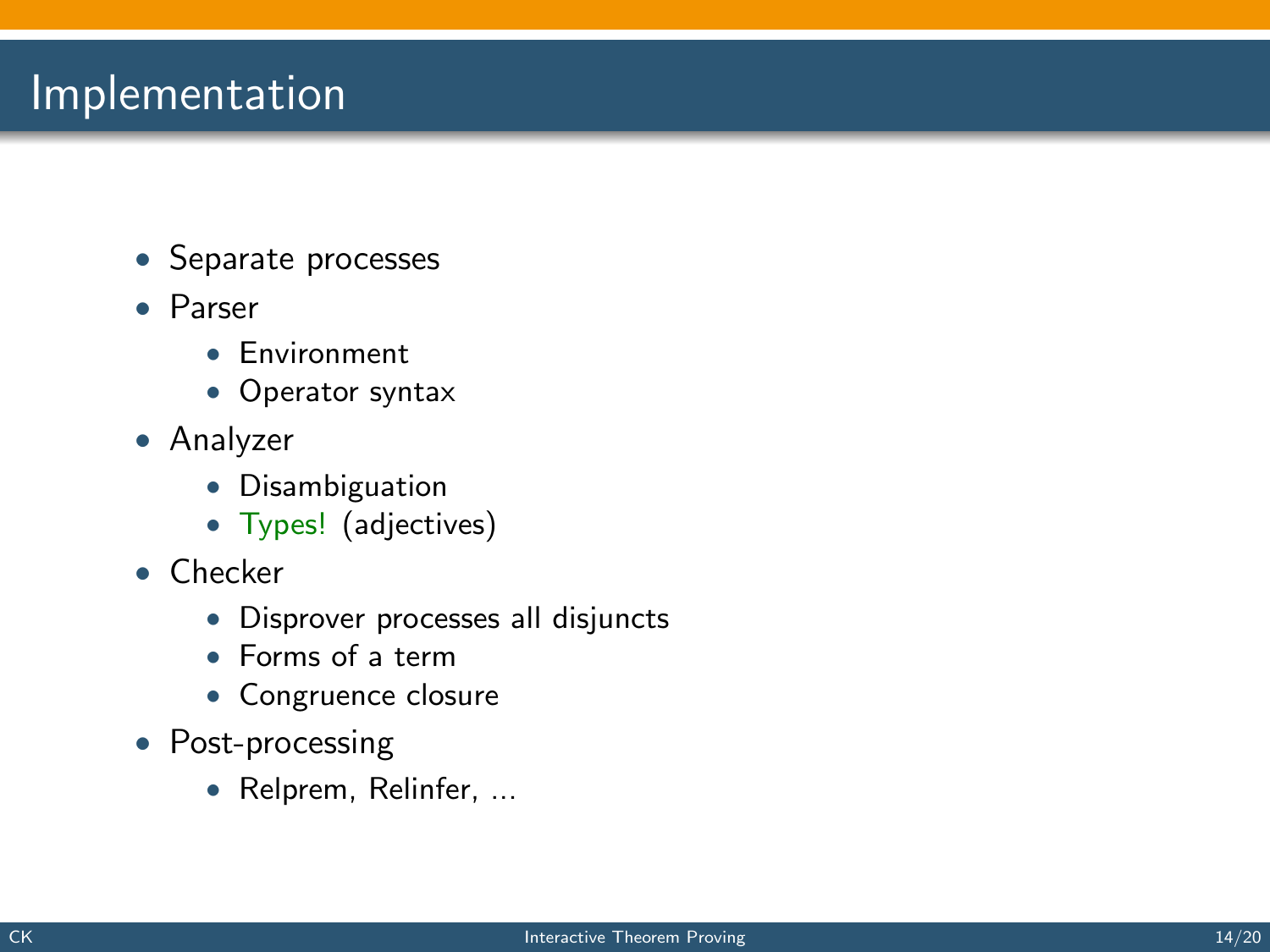# Implementation

- Separate processes
- Parser
  - Environment
  - Operator syntax
- Analyzer
  - Disambiguation
  - Types! (adjectives)
- Checker
  - Disprover processes all disjuncts
  - Forms of a term
  - Congruence closure
- Post-processing
  - Relprem, Relinfer, ...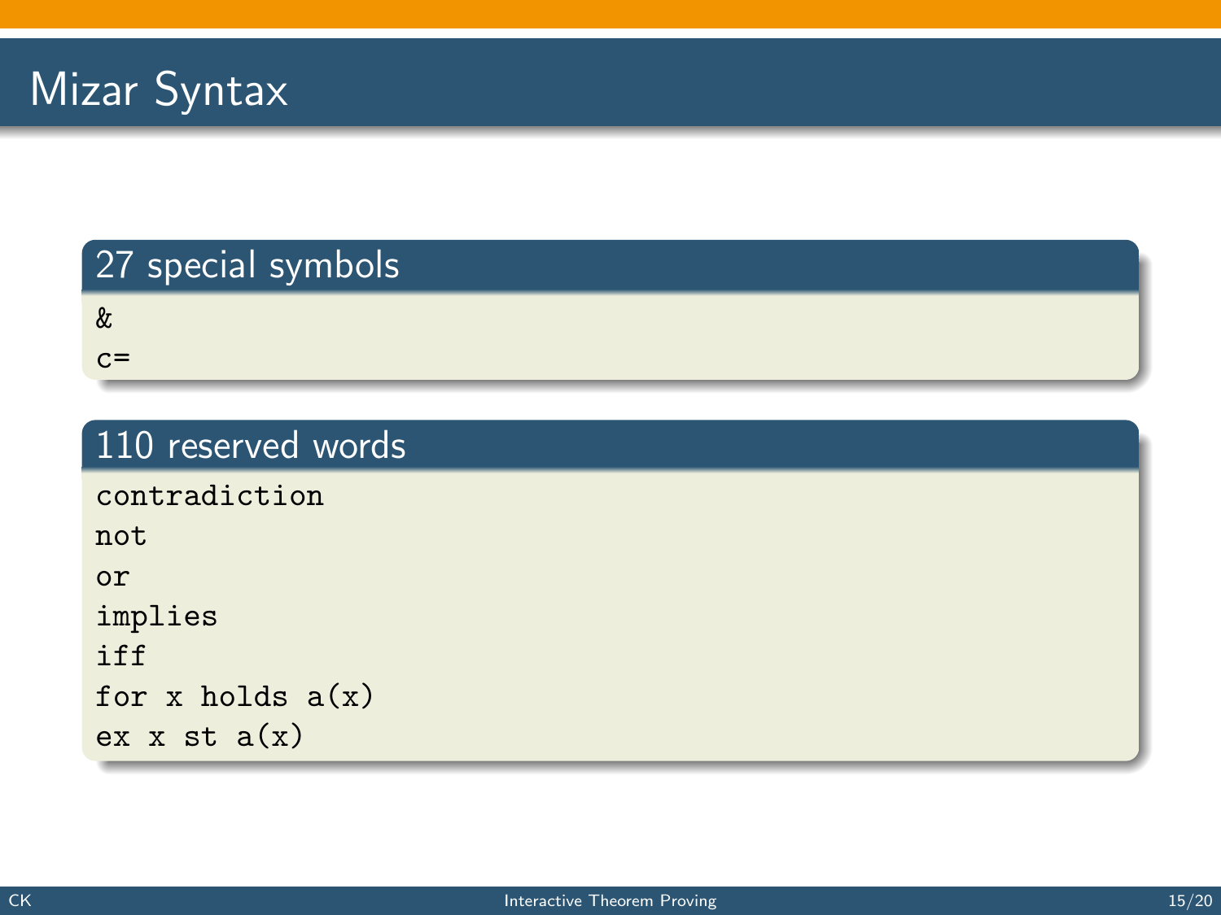# Mizar Syntax

## 27 special symbols

```
&
c=
```

## 110 reserved words

```
contradiction
not
or
implies
iff
for x holds a(x)
ex x st a(x)
```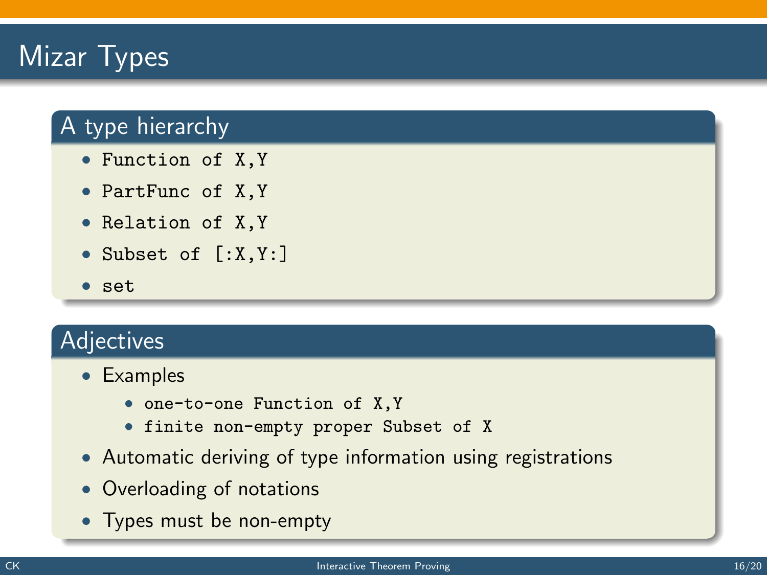# Mizar Types

## A type hierarchy

- `Function of X,Y`
- `PartFunc of X,Y`
- `Relation of X,Y`
- `Subset of [:X,Y:]`
- `set`

## Adjectives

- Examples
  - `one-to-one Function of X,Y`
  - `finite non-empty proper Subset of X`
- Automatic deriving of type information using registrations
- Overloading of notations
- Types must be non-empty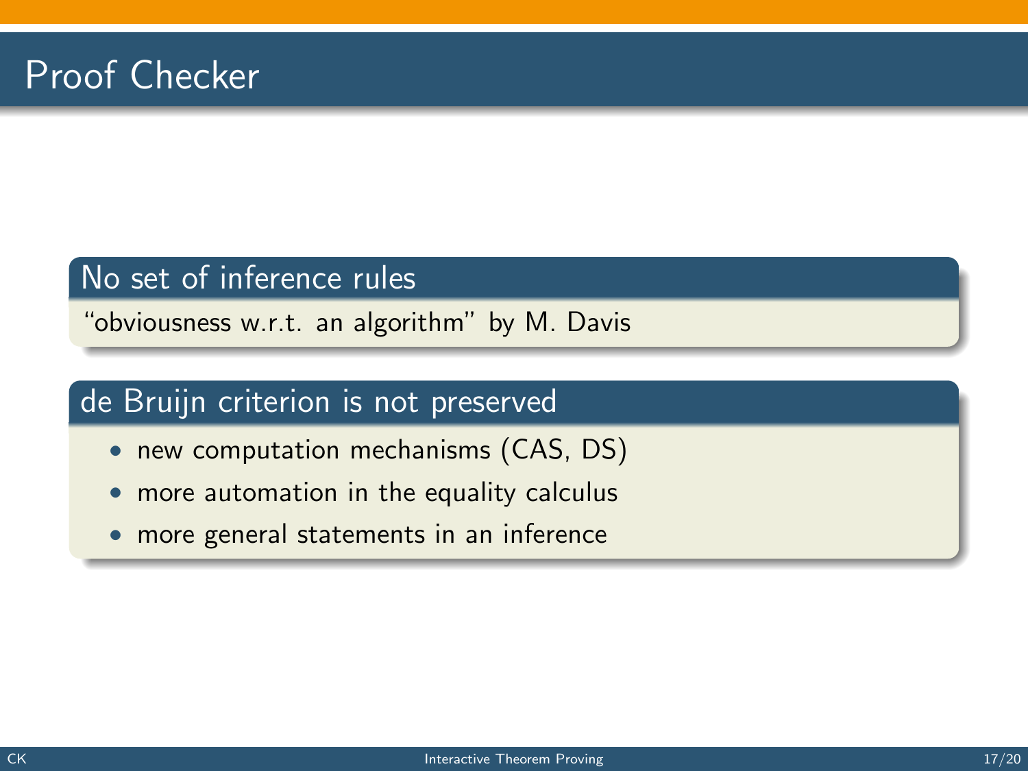# Proof Checker

### No set of inference rules

"obviousness w.r.t. an algorithm" by M. Davis

### de Bruijn criterion is not preserved

- new computation mechanisms (CAS, DS)
- more automation in the equality calculus
- more general statements in an inference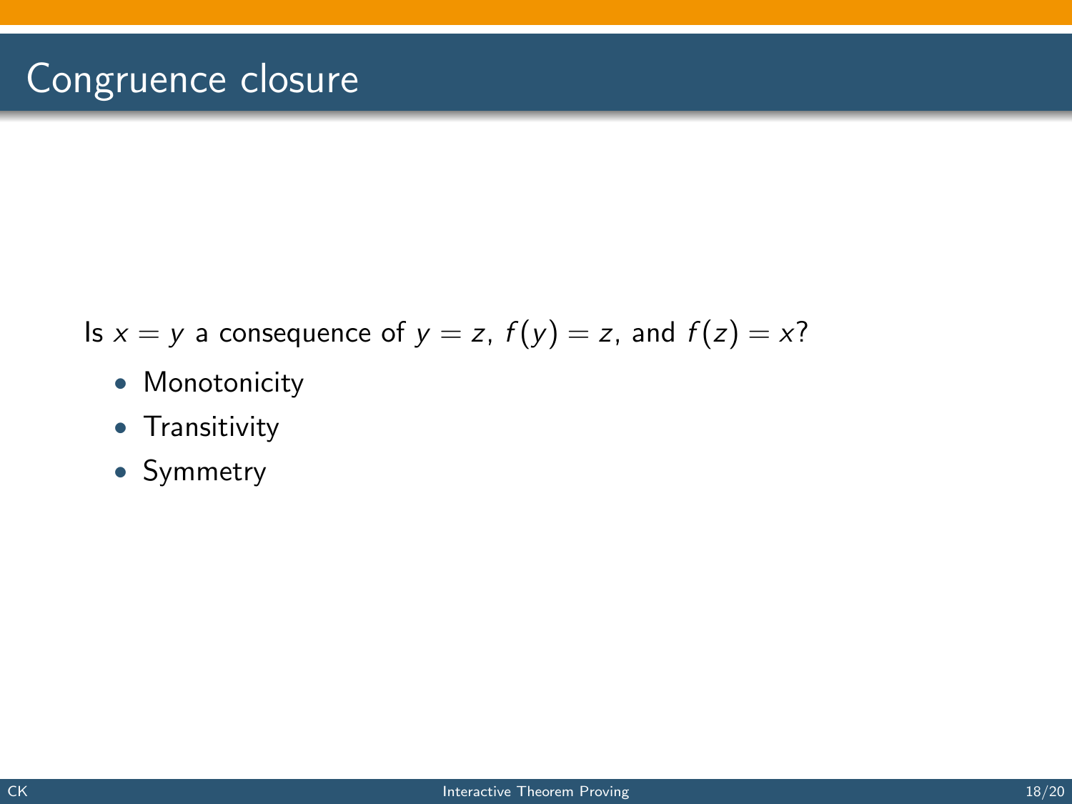# Congruence closure

Is $x = y$ a consequence of $y = z$, $f(y) = z$, and $f(z) = x$?

- Monotonicity
- Transitivity
- Symmetry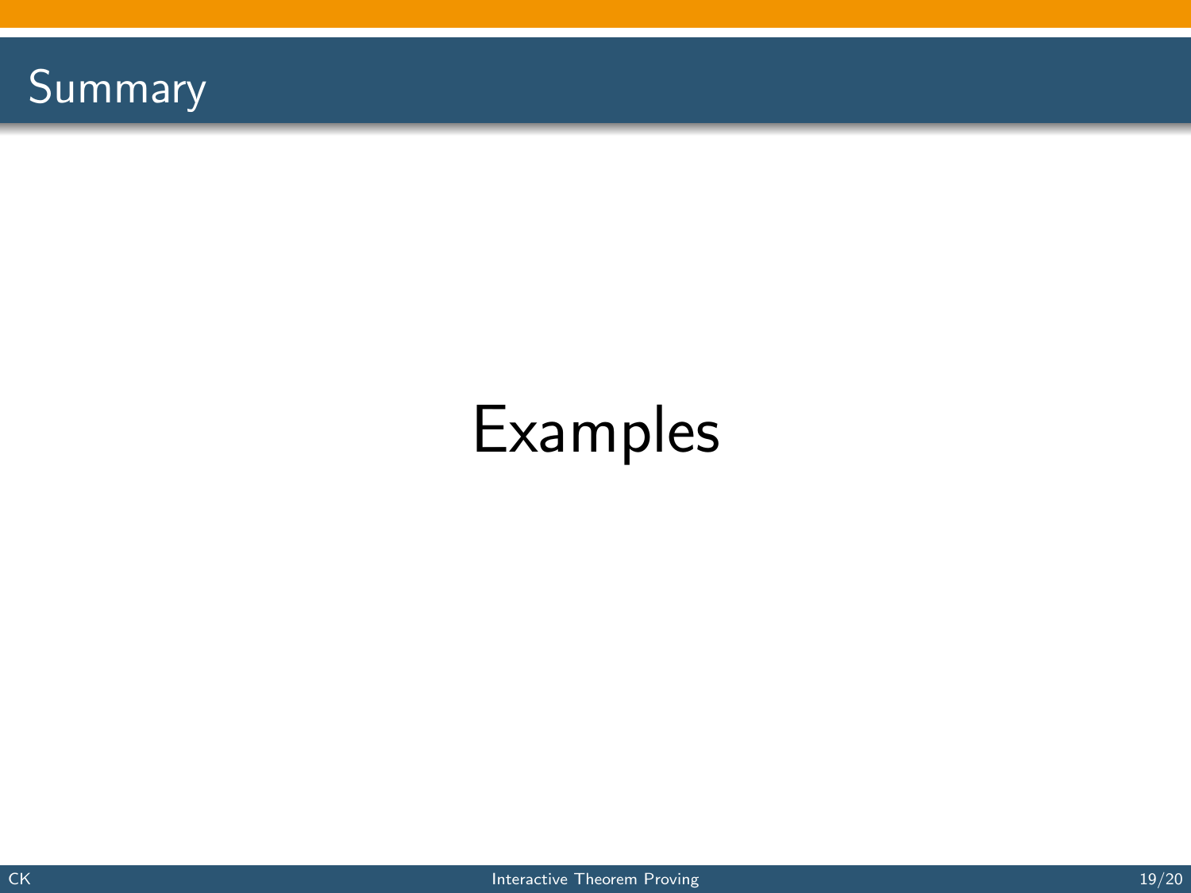# Summary

Examples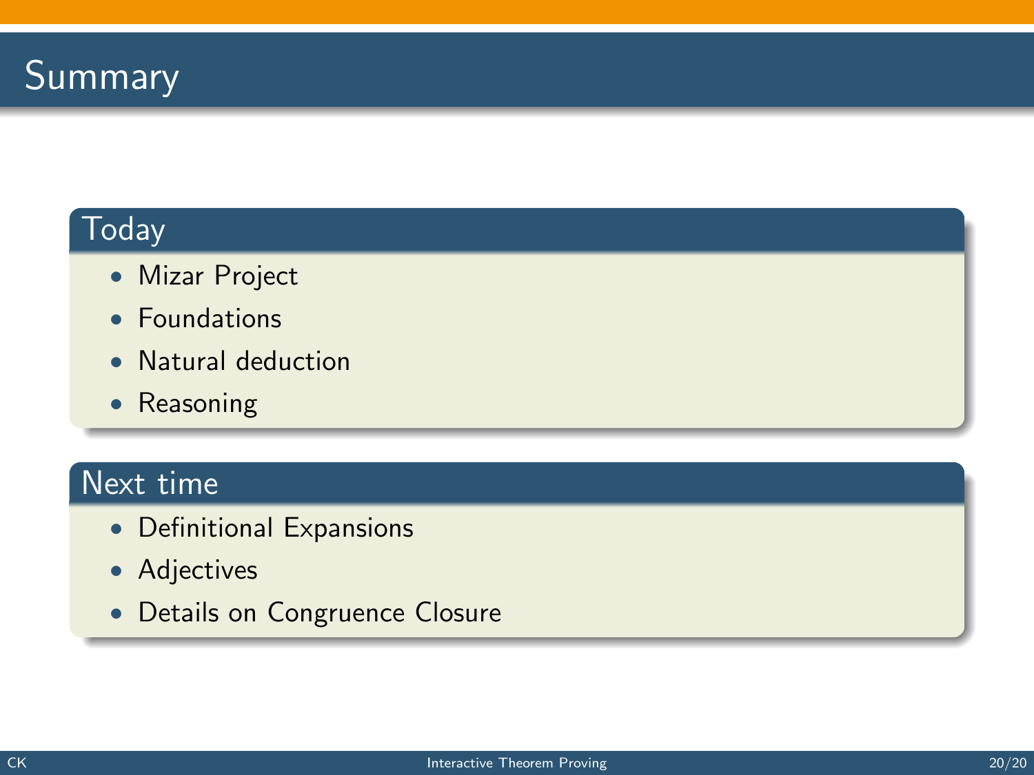# Summary

## Today

- Mizar Project
- Foundations
- Natural deduction
- Reasoning

## Next time

- Definitional Expansions
- Adjectives
- Details on Congruence Closure